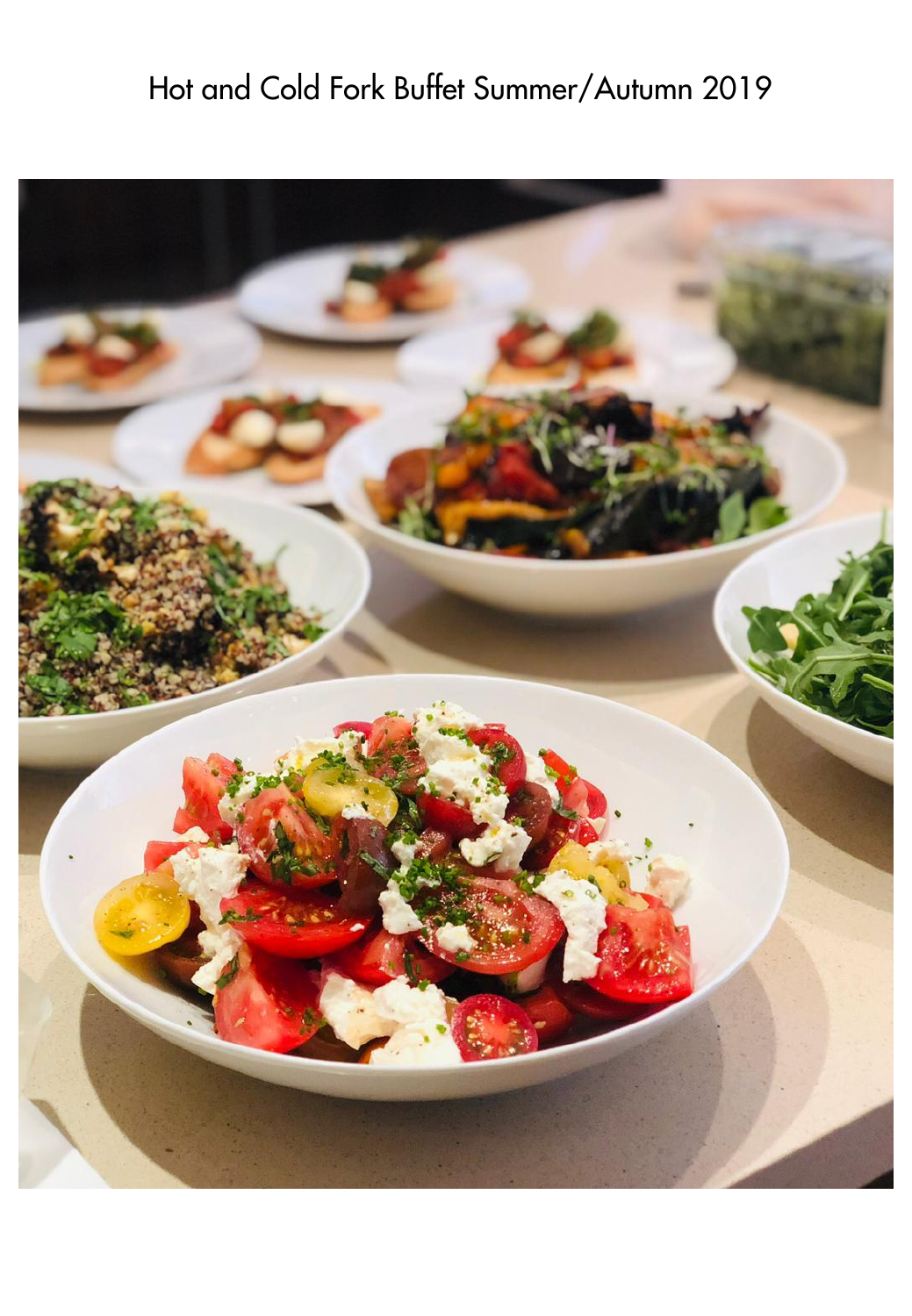# Hot and Cold Fork Buffet Summer/Autumn 2019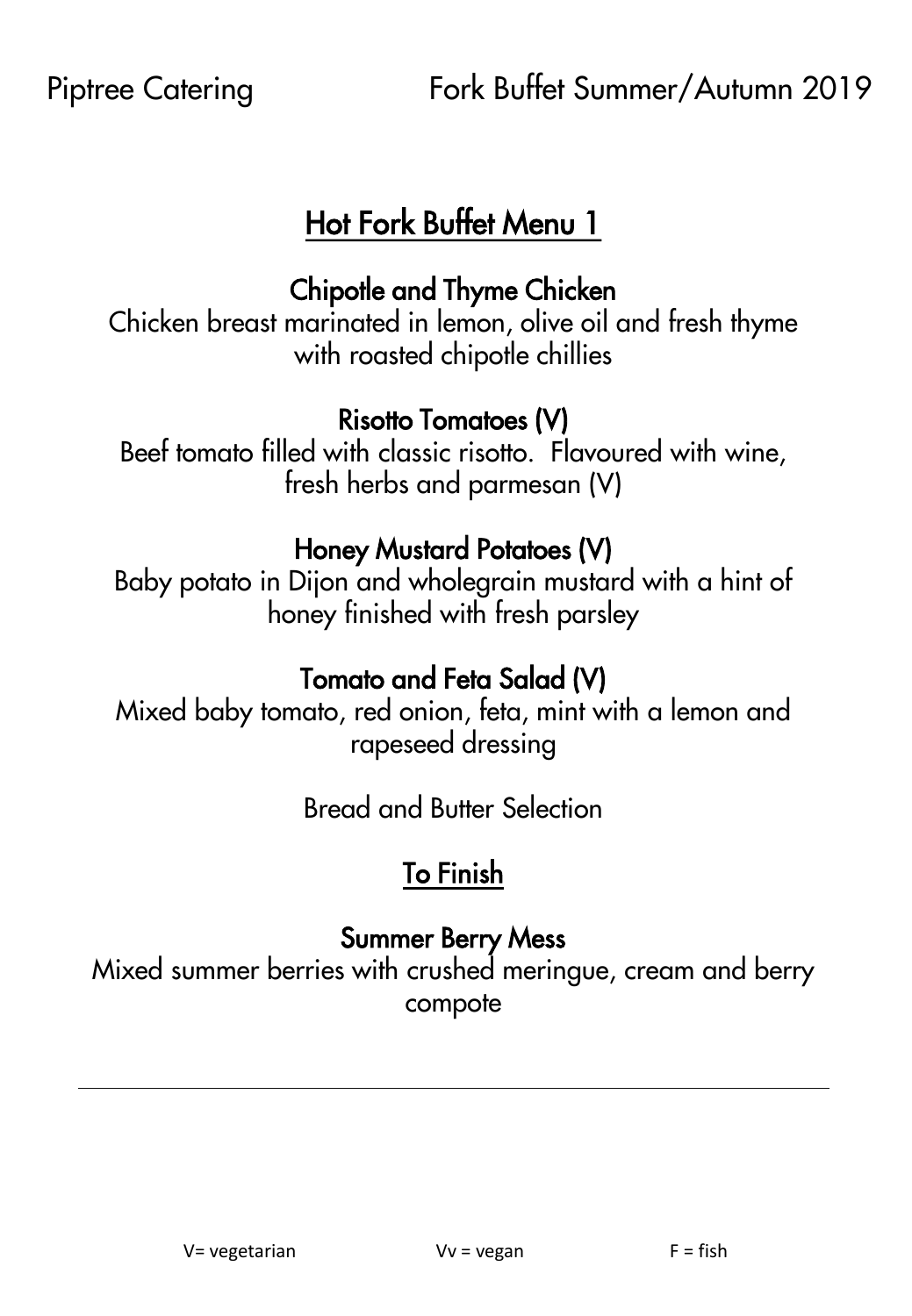# Hot Fork Buffet Menu 1

### Chipotle and Thyme Chicken

Chicken breast marinated in lemon, olive oil and fresh thyme with roasted chipotle chillies

### Risotto Tomatoes (V)

Beef tomato filled with classic risotto. Flavoured with wine, fresh herbs and parmesan (V)

### Honey Mustard Potatoes (V)

Baby potato in Dijon and wholegrain mustard with a hint of honey finished with fresh parsley

### Tomato and Feta Salad (V)

Mixed baby tomato, red onion, feta, mint with a lemon and rapeseed dressing

Bread and Butter Selection

## To Finish

### Summer Berry Mess

Mixed summer berries with crushed meringue, cream and berry compote

---

V= vegetarian Vv = vegan F = fish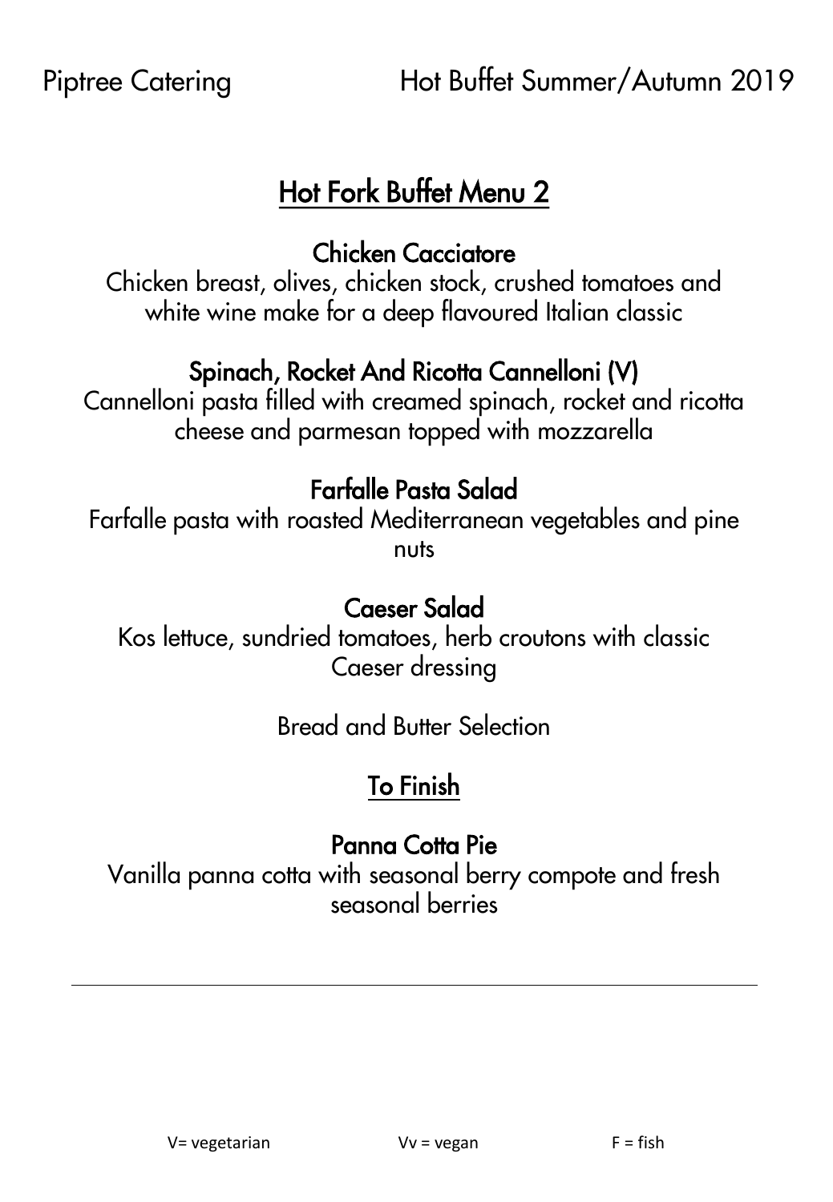# Hot Fork Buffet Menu 2

### Chicken Cacciatore

Chicken breast, olives, chicken stock, crushed tomatoes and white wine make for a deep flavoured Italian classic

### Spinach, Rocket And Ricotta Cannelloni (V)

Cannelloni pasta filled with creamed spinach, rocket and ricotta cheese and parmesan topped with mozzarella

### Farfalle Pasta Salad

Farfalle pasta with roasted Mediterranean vegetables and pine nuts

### Caeser Salad

Kos lettuce, sundried tomatoes, herb croutons with classic Caeser dressing

Bread and Butter Selection

## To Finish

### Panna Cotta Pie

Vanilla panna cotta with seasonal berry compote and fresh seasonal berries

---

V= vegetarian Vv = vegan F = fish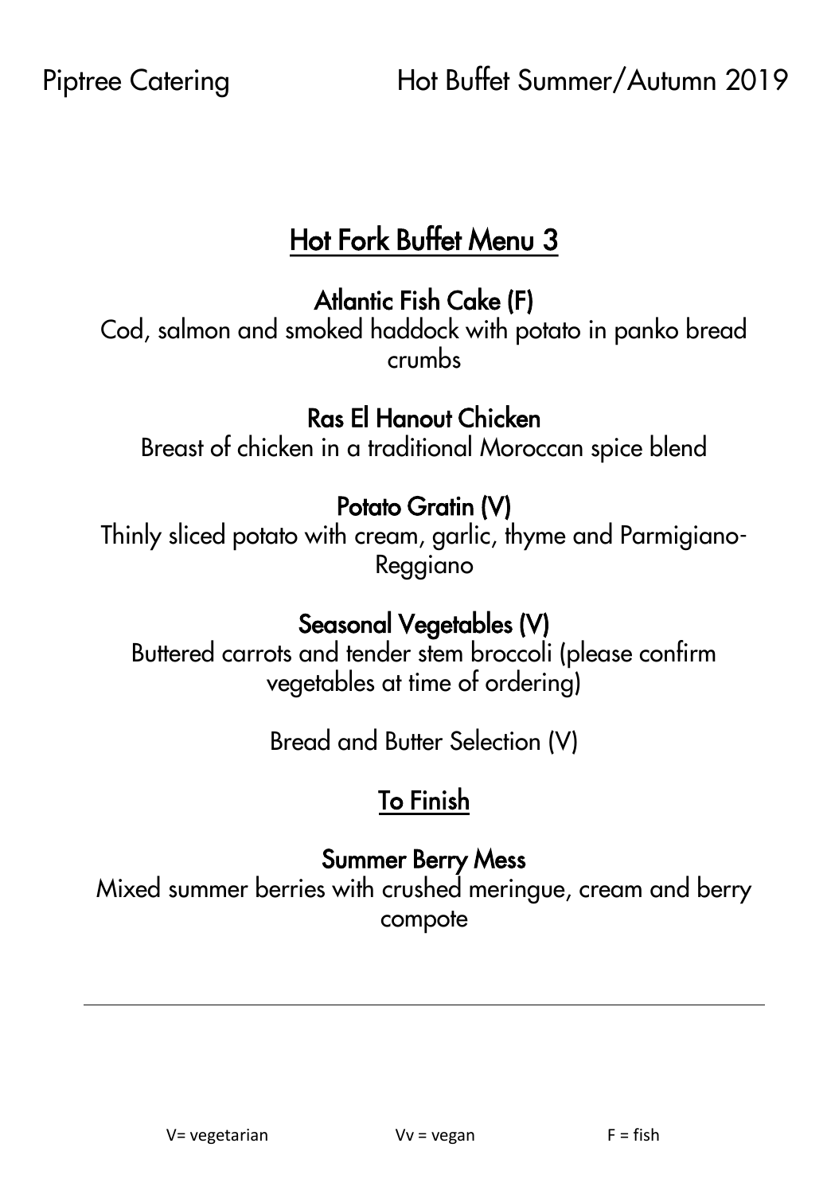# Hot Fork Buffet Menu 3

**Atlantic Fish Cake (F)**

Cod, salmon and smoked haddock with potato in panko bread crumbs

**Ras El Hanout Chicken**

Breast of chicken in a traditional Moroccan spice blend

**Potato Gratin (V)**

Thinly sliced potato with cream, garlic, thyme and Parmigiano-Reggiano

**Seasonal Vegetables (V)**

Buttered carrots and tender stem broccoli (please confirm vegetables at time of ordering)

Bread and Butter Selection (V)

## To Finish

**Summer Berry Mess**

Mixed summer berries with crushed meringue, cream and berry compote

---

V= vegetarian Vv = vegan F = fish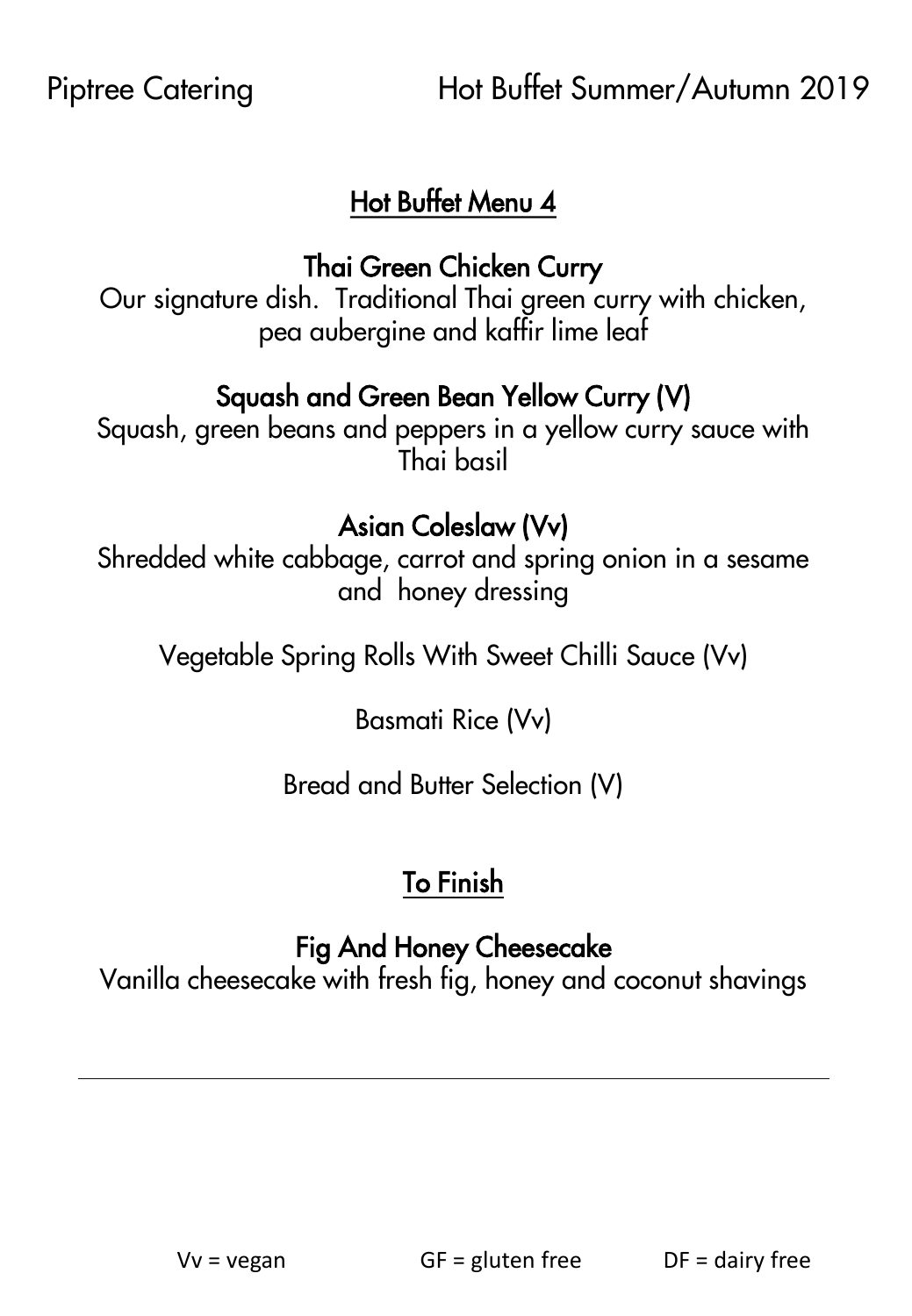## Hot Buffet Menu 4

### Thai Green Chicken Curry

Our signature dish. Traditional Thai green curry with chicken, pea aubergine and kaffir lime leaf

### Squash and Green Bean Yellow Curry (V)

Squash, green beans and peppers in a yellow curry sauce with Thai basil

### Asian Coleslaw (Vv)

Shredded white cabbage, carrot and spring onion in a sesame and honey dressing

Vegetable Spring Rolls With Sweet Chilli Sauce (Vv)

Basmati Rice (Vv)

Bread and Butter Selection (V)

## To Finish

### Fig And Honey Cheesecake

Vanilla cheesecake with fresh fig, honey and coconut shavings

---

Vv = vegan GF = gluten free DF = dairy free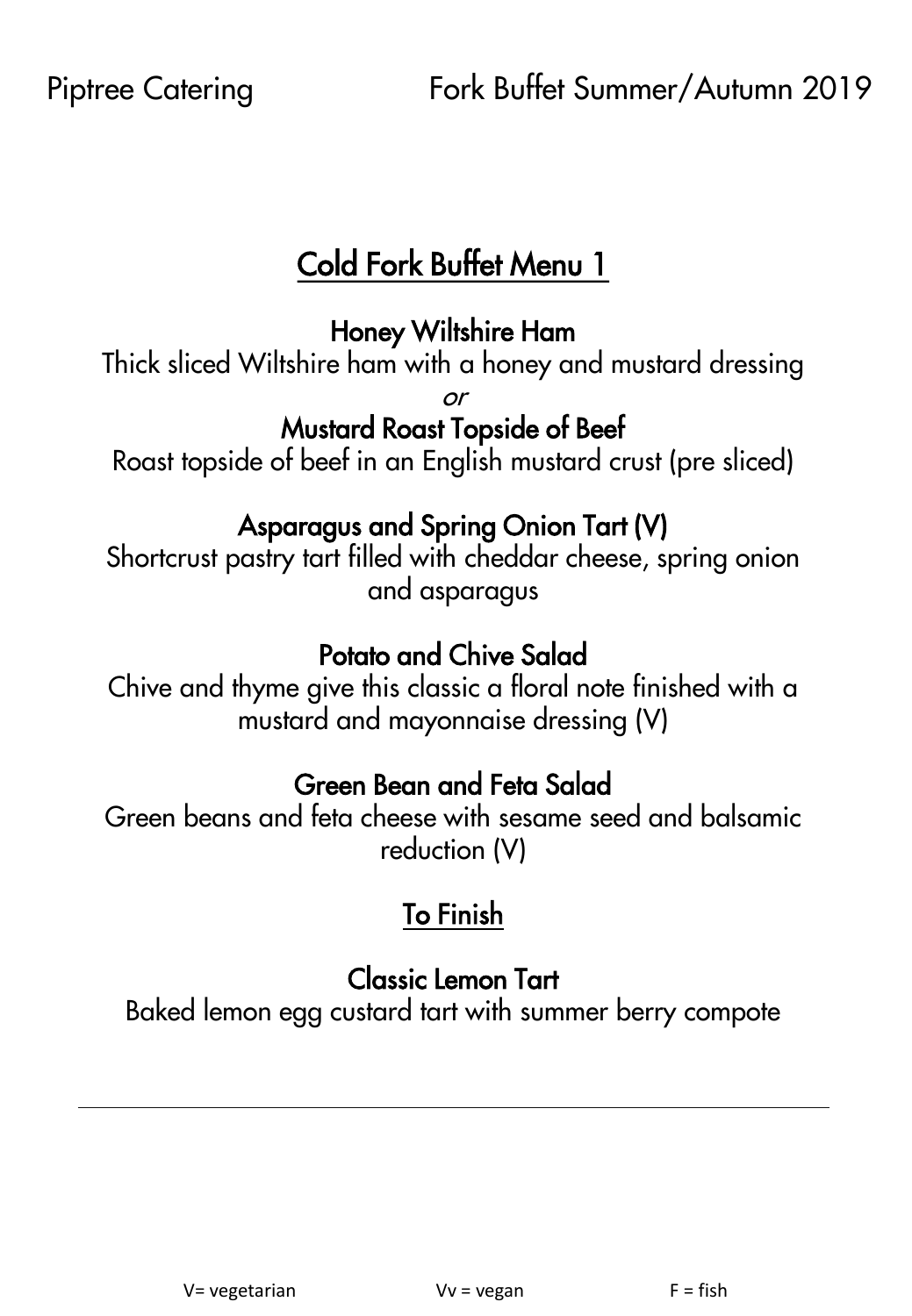# Cold Fork Buffet Menu 1

### Honey Wiltshire Ham

Thick sliced Wiltshire ham with a honey and mustard dressing

*or*

### Mustard Roast Topside of Beef

Roast topside of beef in an English mustard crust (pre sliced)

### Asparagus and Spring Onion Tart (V)

Shortcrust pastry tart filled with cheddar cheese, spring onion and asparagus

### Potato and Chive Salad

Chive and thyme give this classic a floral note finished with a mustard and mayonnaise dressing (V)

### Green Bean and Feta Salad

Green beans and feta cheese with sesame seed and balsamic reduction (V)

## To Finish

### Classic Lemon Tart

Baked lemon egg custard tart with summer berry compote

---

V= vegetarian    Vv = vegan    F = fish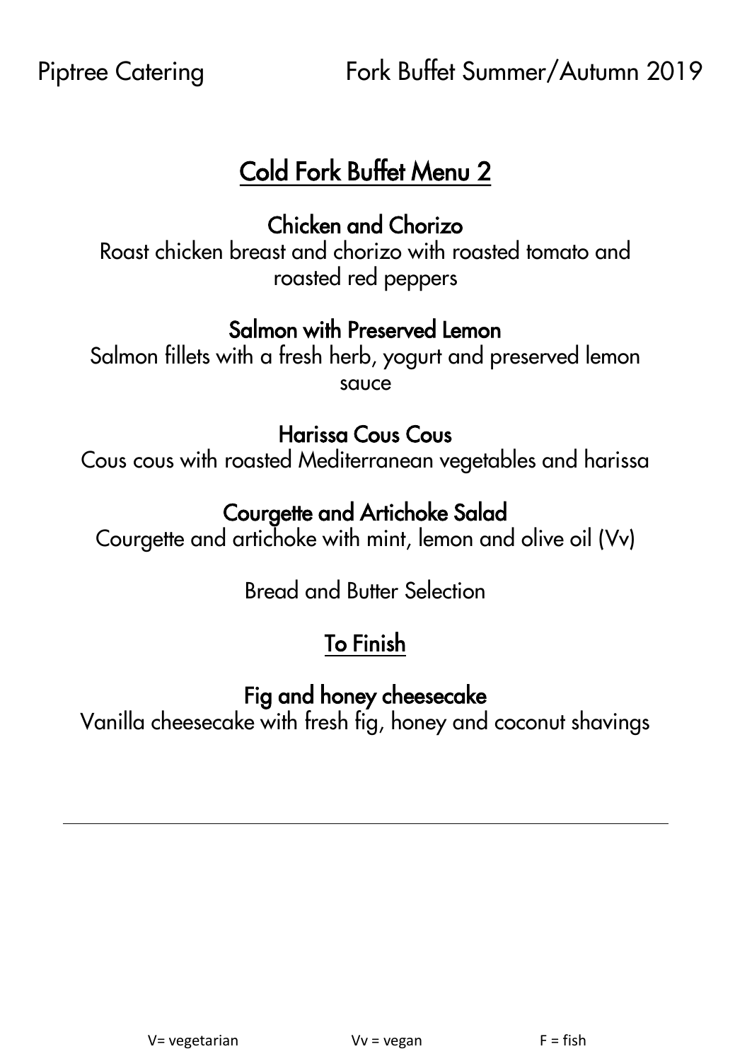# Cold Fork Buffet Menu 2

### Chicken and Chorizo

Roast chicken breast and chorizo with roasted tomato and roasted red peppers

### Salmon with Preserved Lemon

Salmon fillets with a fresh herb, yogurt and preserved lemon sauce

### Harissa Cous Cous

Cous cous with roasted Mediterranean vegetables and harissa

### Courgette and Artichoke Salad

Courgette and artichoke with mint, lemon and olive oil (Vv)

Bread and Butter Selection

## To Finish

### Fig and honey cheesecake

Vanilla cheesecake with fresh fig, honey and coconut shavings

---

V= vegetarian Vv = vegan F = fish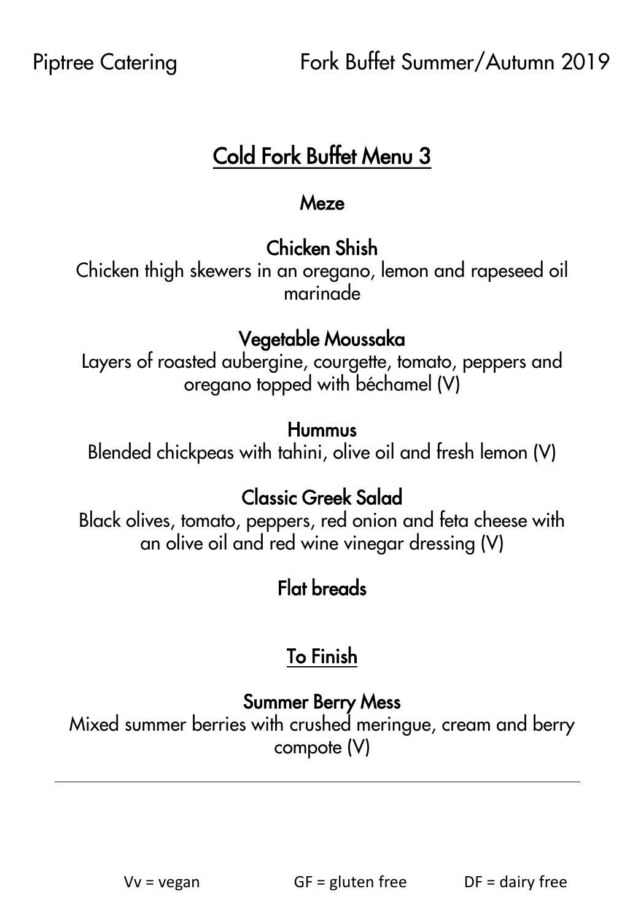# Cold Fork Buffet Menu 3

## Meze

### Chicken Shish

Chicken thigh skewers in an oregano, lemon and rapeseed oil marinade

### Vegetable Moussaka

Layers of roasted aubergine, courgette, tomato, peppers and oregano topped with béchamel (V)

### Hummus

Blended chickpeas with tahini, olive oil and fresh lemon (V)

### Classic Greek Salad

Black olives, tomato, peppers, red onion and feta cheese with an olive oil and red wine vinegar dressing (V)

### Flat breads

## To Finish

### Summer Berry Mess

Mixed summer berries with crushed meringue, cream and berry compote (V)

---

Vv = vegan GF = gluten free DF = dairy free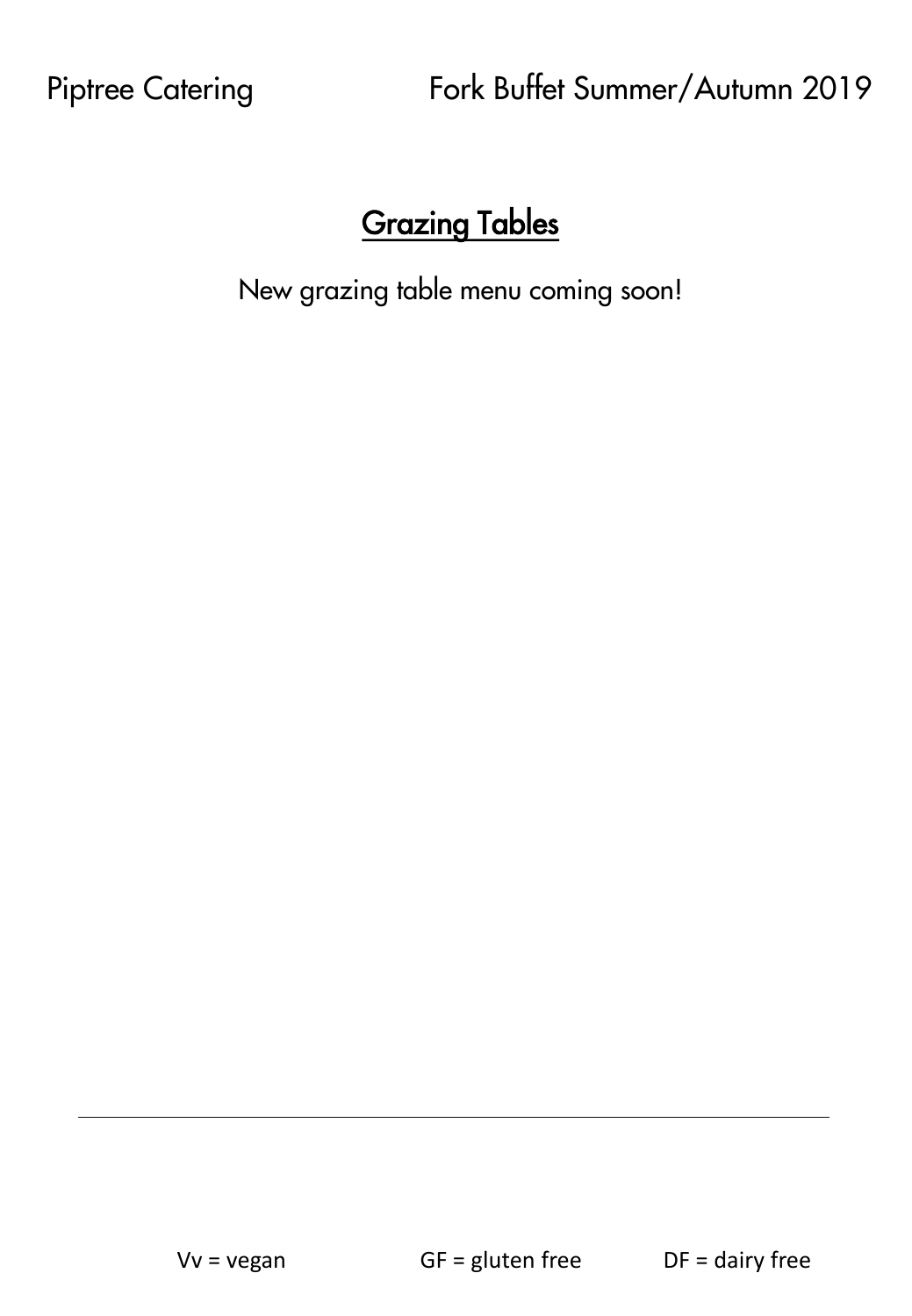## Grazing Tables

New grazing table menu coming soon!

---

Vv = vegan GF = gluten free DF = dairy free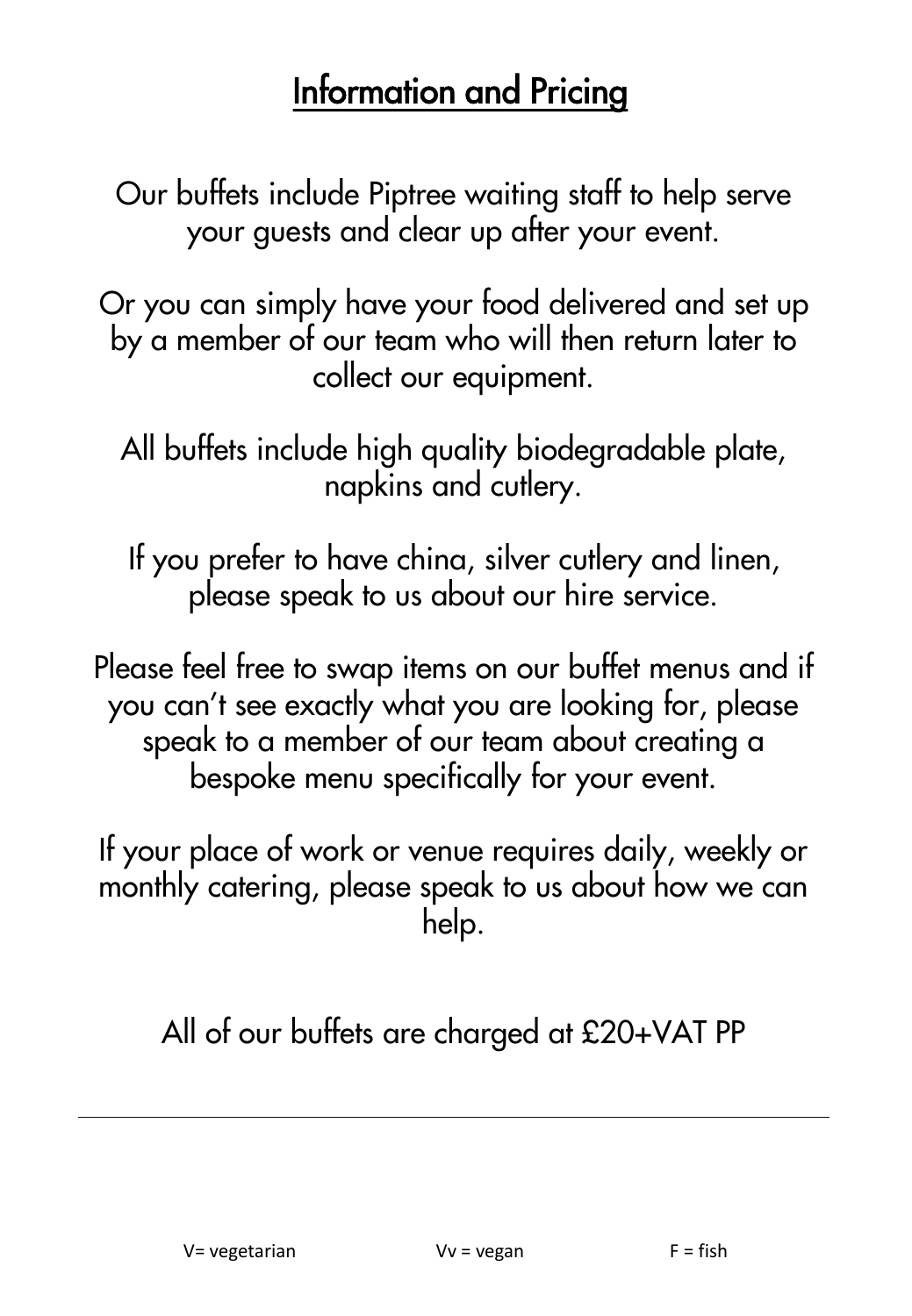# Information and Pricing

Our buffets include Piptree waiting staff to help serve your guests and clear up after your event.

Or you can simply have your food delivered and set up by a member of our team who will then return later to collect our equipment.

All buffets include high quality biodegradable plate, napkins and cutlery.

If you prefer to have china, silver cutlery and linen, please speak to us about our hire service.

Please feel free to swap items on our buffet menus and if you can't see exactly what you are looking for, please speak to a member of our team about creating a bespoke menu specifically for your event.

If your place of work or venue requires daily, weekly or monthly catering, please speak to us about how we can help.

All of our buffets are charged at £20+VAT PP

---

V= vegetarian    Vv = vegan    F = fish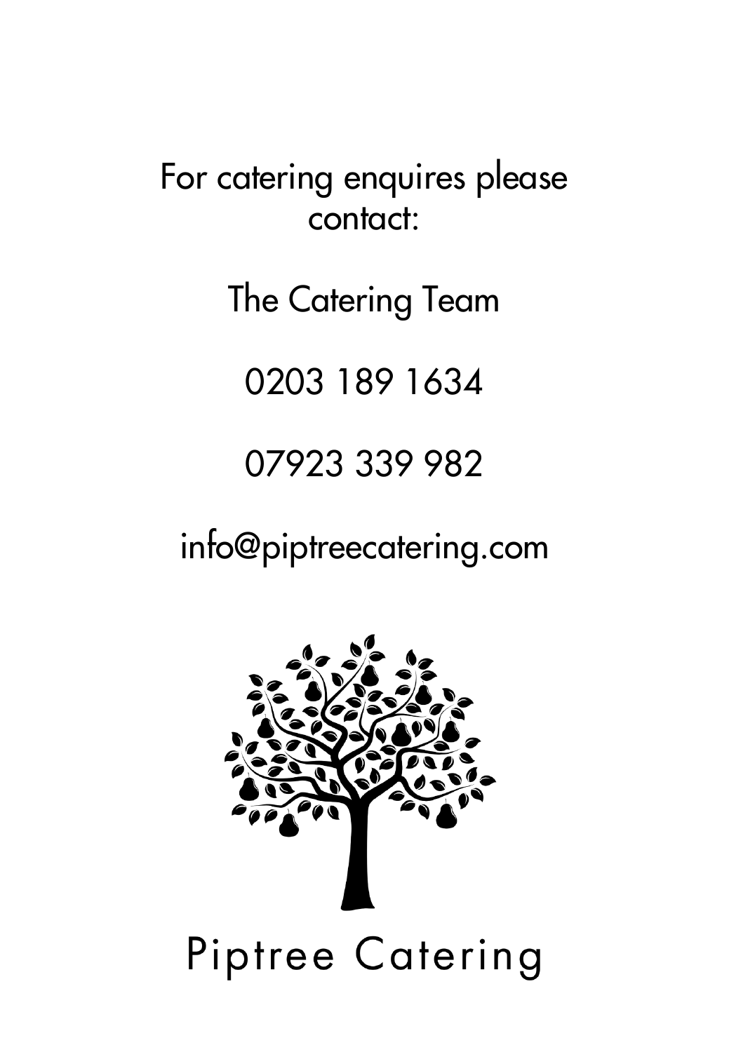For catering enquires please contact:

The Catering Team

0203 189 1634

07923 339 982

info@piptreecatering.com

Piptree Catering